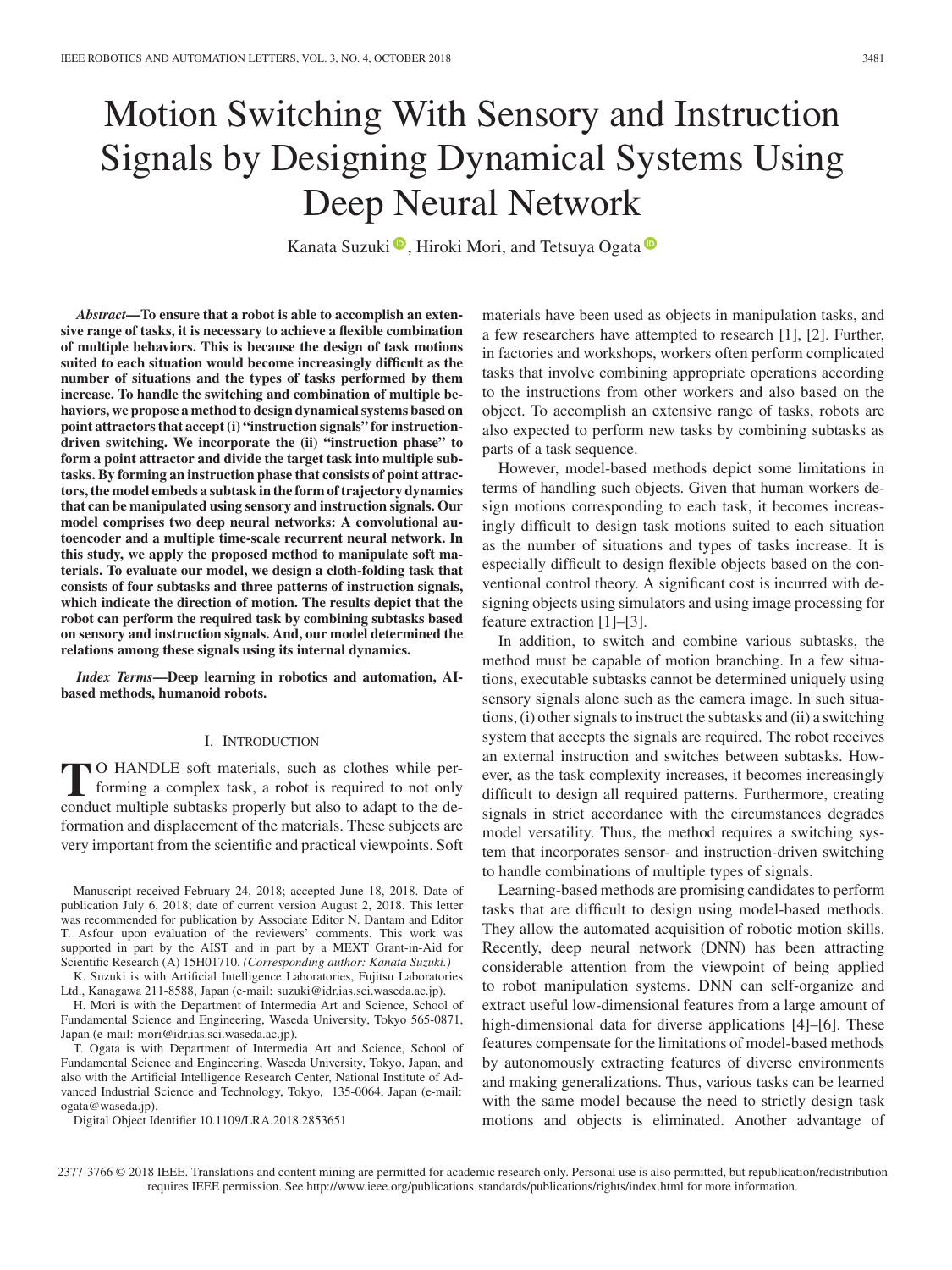# Motion Switching With Sensory and Instruction Signals by Designing Dynamical Systems Using Deep Neural Network

Kanata Suzuki, Hiroki Mori, and Tetsuya Ogata

***Abstract*—To ensure that a robot is able to accomplish an extensive range of tasks, it is necessary to achieve a flexible combination of multiple behaviors. This is because the design of task motions suited to each situation would become increasingly difficult as the number of situations and the types of tasks performed by them increase. To handle the switching and combination of multiple behaviors, we propose a method to design dynamical systems based on point attractors that accept (i) "instruction signals" for instruction-driven switching. We incorporate the (ii) "instruction phase" to form a point attractor and divide the target task into multiple subtasks. By forming an instruction phase that consists of point attractors, the model embeds a subtask in the form of trajectory dynamics that can be manipulated using sensory and instruction signals. Our model comprises two deep neural networks: A convolutional autoencoder and a multiple time-scale recurrent neural network. In this study, we apply the proposed method to manipulate soft materials. To evaluate our model, we design a cloth-folding task that consists of four subtasks and three patterns of instruction signals, which indicate the direction of motion. The results depict that the robot can perform the required task by combining subtasks based on sensory and instruction signals. And, our model determined the relations among these signals using its internal dynamics.**

***Index Terms*—Deep learning in robotics and automation, AI-based methods, humanoid robots.**

## I. Introduction

To handle soft materials, such as clothes while performing a complex task, a robot is required to not only conduct multiple subtasks properly but also to adapt to the deformation and displacement of the materials. These subjects are very important from the scientific and practical viewpoints. Soft materials have been used as objects in manipulation tasks, and a few researchers have attempted to research [1], [2]. Further, in factories and workshops, workers often perform complicated tasks that involve combining appropriate operations according to the instructions from other workers and also based on the object. To accomplish an extensive range of tasks, robots are also expected to perform new tasks by combining subtasks as parts of a task sequence.

However, model-based methods depict some limitations in terms of handling such objects. Given that human workers design motions corresponding to each task, it becomes increasingly difficult to design task motions suited to each situation as the number of situations and types of tasks increase. It is especially difficult to design flexible objects based on the conventional control theory. A significant cost is incurred with designing objects using simulators and using image processing for feature extraction [1]–[3].

In addition, to switch and combine various subtasks, the method must be capable of motion branching. In a few situations, executable subtasks cannot be determined uniquely using sensory signals alone such as the camera image. In such situations, (i) other signals to instruct the subtasks and (ii) a switching system that accepts the signals are required. The robot receives an external instruction and switches between subtasks. However, as the task complexity increases, it becomes increasingly difficult to design all required patterns. Furthermore, creating signals in strict accordance with the circumstances degrades model versatility. Thus, the method requires a switching system that incorporates sensor- and instruction-driven switching to handle combinations of multiple types of signals.

Learning-based methods are promising candidates to perform tasks that are difficult to design using model-based methods. They allow the automated acquisition of robotic motion skills. Recently, deep neural network (DNN) has been attracting considerable attention from the viewpoint of being applied to robot manipulation systems. DNN can self-organize and extract useful low-dimensional features from a large amount of high-dimensional data for diverse applications [4]–[6]. These features compensate for the limitations of model-based methods by autonomously extracting features of diverse environments and making generalizations. Thus, various tasks can be learned with the same model because the need to strictly design task motions and objects is eliminated. Another advantage of

Manuscript received February 24, 2018; accepted June 18, 2018. Date of publication July 6, 2018; date of current version August 2, 2018. This letter was recommended for publication by Associate Editor N. Dantam and Editor T. Asfour upon evaluation of the reviewers' comments. This work was supported in part by the AIST and in part by a MEXT Grant-in-Aid for Scientific Research (A) 15H01710. *(Corresponding author: Kanata Suzuki.)*

K. Suzuki is with Artificial Intelligence Laboratories, Fujitsu Laboratories Ltd., Kanagawa 211-8588, Japan (e-mail: suzuki@idr.ias.sci.waseda.ac.jp).

H. Mori is with the Department of Intermedia Art and Science, School of Fundamental Science and Engineering, Waseda University, Tokyo 565-0871, Japan (e-mail: mori@idr.ias.sci.waseda.ac.jp).

T. Ogata is with Department of Intermedia Art and Science, School of Fundamental Science and Engineering, Waseda University, Tokyo, Japan, and also with the Artificial Intelligence Research Center, National Institute of Advanced Industrial Science and Technology, Tokyo, 135-0064, Japan (e-mail: ogata@waseda.jp).

Digital Object Identifier 10.1109/LRA.2018.2853651

2377-3766 © 2018 IEEE. Translations and content mining are permitted for academic research only. Personal use is also permitted, but republication/redistribution requires IEEE permission. See http://www.ieee.org/publications_standards/publications/rights/index.html for more information.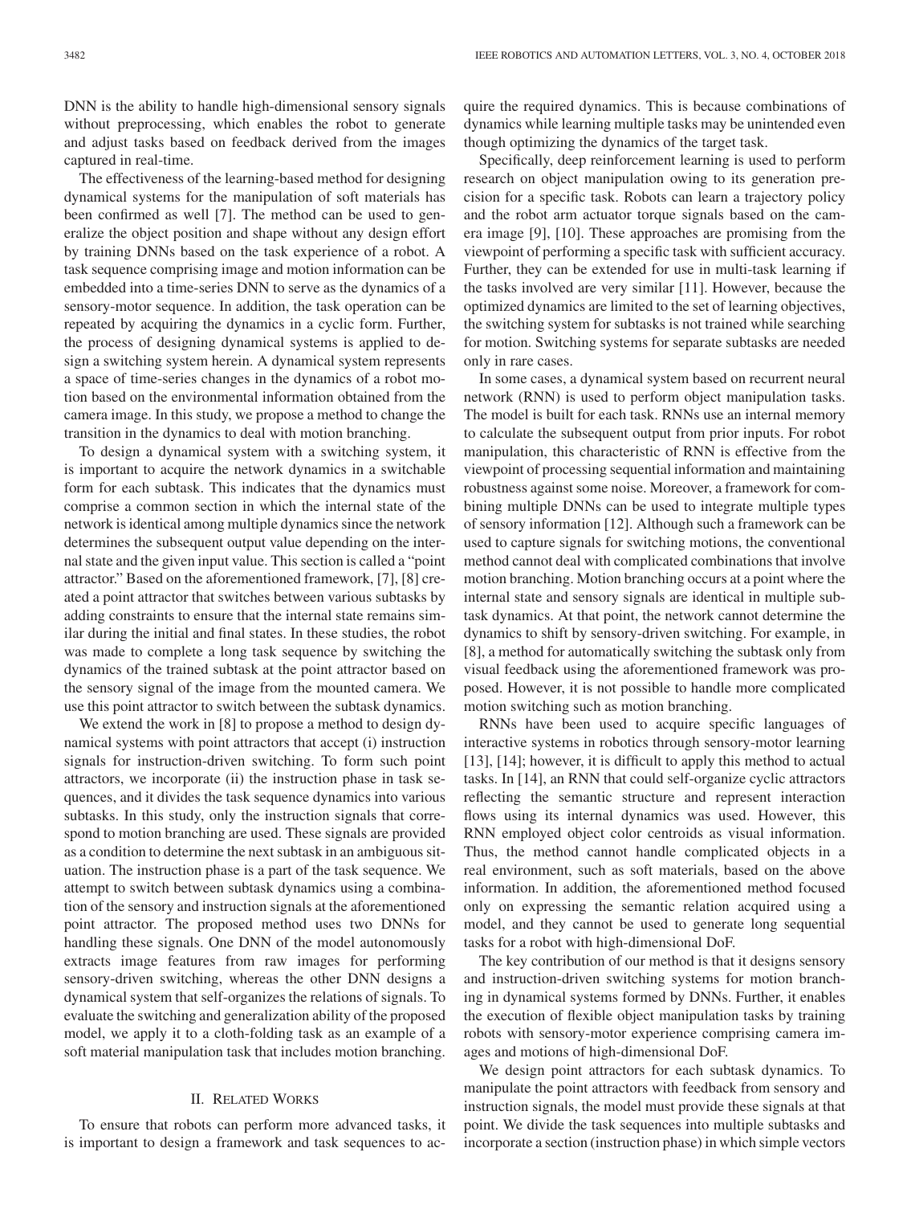DNN is the ability to handle high-dimensional sensory signals without preprocessing, which enables the robot to generate and adjust tasks based on feedback derived from the images captured in real-time.

The effectiveness of the learning-based method for designing dynamical systems for the manipulation of soft materials has been confirmed as well [7]. The method can be used to generalize the object position and shape without any design effort by training DNNs based on the task experience of a robot. A task sequence comprising image and motion information can be embedded into a time-series DNN to serve as the dynamics of a sensory-motor sequence. In addition, the task operation can be repeated by acquiring the dynamics in a cyclic form. Further, the process of designing dynamical systems is applied to design a switching system herein. A dynamical system represents a space of time-series changes in the dynamics of a robot motion based on the environmental information obtained from the camera image. In this study, we propose a method to change the transition in the dynamics to deal with motion branching.

To design a dynamical system with a switching system, it is important to acquire the network dynamics in a switchable form for each subtask. This indicates that the dynamics must comprise a common section in which the internal state of the network is identical among multiple dynamics since the network determines the subsequent output value depending on the internal state and the given input value. This section is called a "point attractor." Based on the aforementioned framework, [7], [8] created a point attractor that switches between various subtasks by adding constraints to ensure that the internal state remains similar during the initial and final states. In these studies, the robot was made to complete a long task sequence by switching the dynamics of the trained subtask at the point attractor based on the sensory signal of the image from the mounted camera. We use this point attractor to switch between the subtask dynamics.

We extend the work in [8] to propose a method to design dynamical systems with point attractors that accept (i) instruction signals for instruction-driven switching. To form such point attractors, we incorporate (ii) the instruction phase in task sequences, and it divides the task sequence dynamics into various subtasks. In this study, only the instruction signals that correspond to motion branching are used. These signals are provided as a condition to determine the next subtask in an ambiguous situation. The instruction phase is a part of the task sequence. We attempt to switch between subtask dynamics using a combination of the sensory and instruction signals at the aforementioned point attractor. The proposed method uses two DNNs for handling these signals. One DNN of the model autonomously extracts image features from raw images for performing sensory-driven switching, whereas the other DNN designs a dynamical system that self-organizes the relations of signals. To evaluate the switching and generalization ability of the proposed model, we apply it to a cloth-folding task as an example of a soft material manipulation task that includes motion branching.

## II. Related Works

To ensure that robots can perform more advanced tasks, it is important to design a framework and task sequences to acquire the required dynamics. This is because combinations of dynamics while learning multiple tasks may be unintended even though optimizing the dynamics of the target task.

Specifically, deep reinforcement learning is used to perform research on object manipulation owing to its generation precision for a specific task. Robots can learn a trajectory policy and the robot arm actuator torque signals based on the camera image [9], [10]. These approaches are promising from the viewpoint of performing a specific task with sufficient accuracy. Further, they can be extended for use in multi-task learning if the tasks involved are very similar [11]. However, because the optimized dynamics are limited to the set of learning objectives, the switching system for subtasks is not trained while searching for motion. Switching systems for separate subtasks are needed only in rare cases.

In some cases, a dynamical system based on recurrent neural network (RNN) is used to perform object manipulation tasks. The model is built for each task. RNNs use an internal memory to calculate the subsequent output from prior inputs. For robot manipulation, this characteristic of RNN is effective from the viewpoint of processing sequential information and maintaining robustness against some noise. Moreover, a framework for combining multiple DNNs can be used to integrate multiple types of sensory information [12]. Although such a framework can be used to capture signals for switching motions, the conventional method cannot deal with complicated combinations that involve motion branching. Motion branching occurs at a point where the internal state and sensory signals are identical in multiple subtask dynamics. At that point, the network cannot determine the dynamics to shift by sensory-driven switching. For example, in [8], a method for automatically switching the subtask only from visual feedback using the aforementioned framework was proposed. However, it is not possible to handle more complicated motion switching such as motion branching.

RNNs have been used to acquire specific languages of interactive systems in robotics through sensory-motor learning [13], [14]; however, it is difficult to apply this method to actual tasks. In [14], an RNN that could self-organize cyclic attractors reflecting the semantic structure and represent interaction flows using its internal dynamics was used. However, this RNN employed object color centroids as visual information. Thus, the method cannot handle complicated objects in a real environment, such as soft materials, based on the above information. In addition, the aforementioned method focused only on expressing the semantic relation acquired using a model, and they cannot be used to generate long sequential tasks for a robot with high-dimensional DoF.

The key contribution of our method is that it designs sensory and instruction-driven switching systems for motion branching in dynamical systems formed by DNNs. Further, it enables the execution of flexible object manipulation tasks by training robots with sensory-motor experience comprising camera images and motions of high-dimensional DoF.

We design point attractors for each subtask dynamics. To manipulate the point attractors with feedback from sensory and instruction signals, the model must provide these signals at that point. We divide the task sequences into multiple subtasks and incorporate a section (instruction phase) in which simple vectors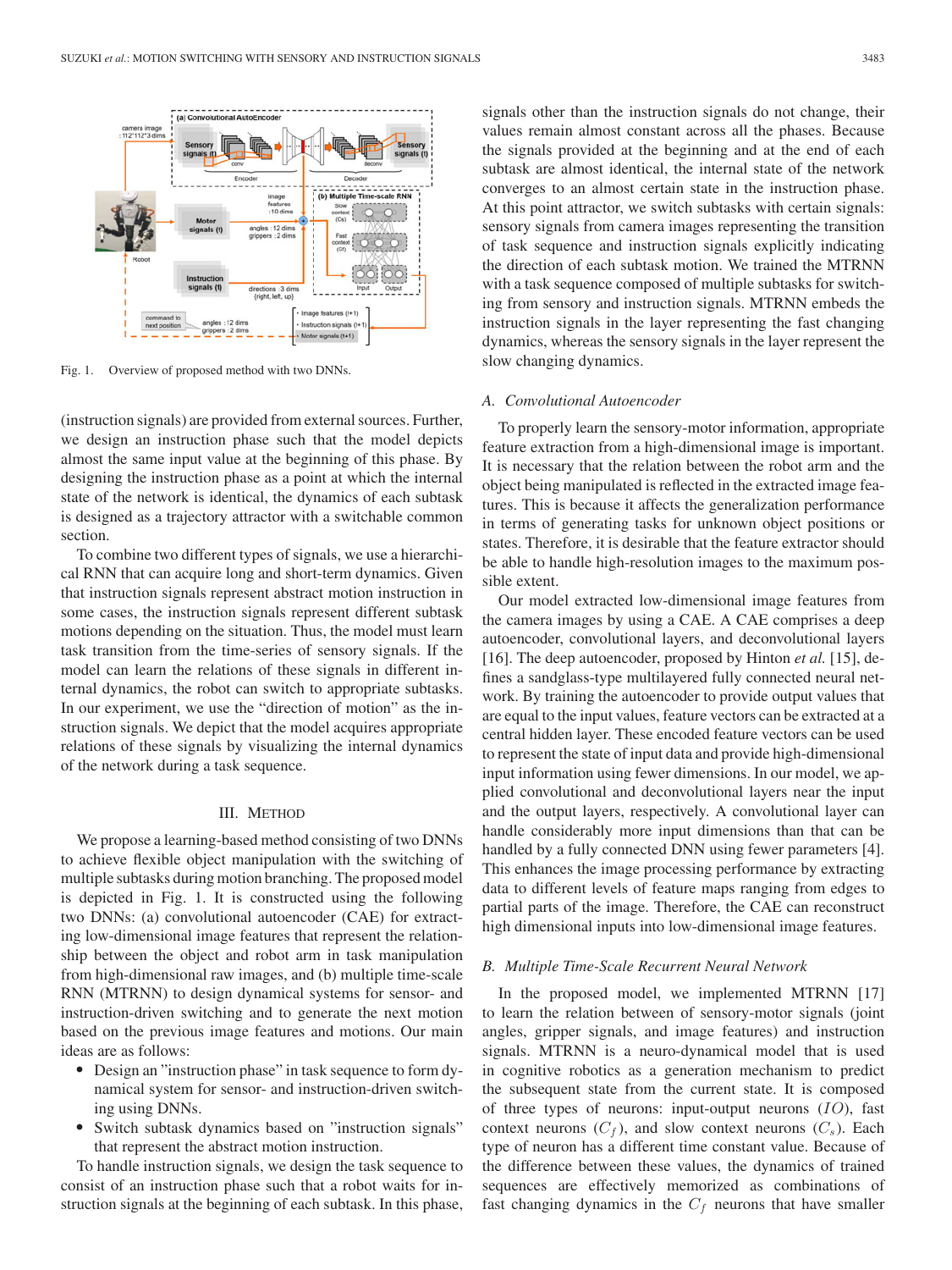Fig. 1. Overview of proposed method with two DNNs.

(instruction signals) are provided from external sources. Further, we design an instruction phase such that the model depicts almost the same input value at the beginning of this phase. By designing the instruction phase as a point at which the internal state of the network is identical, the dynamics of each subtask is designed as a trajectory attractor with a switchable common section.

To combine two different types of signals, we use a hierarchical RNN that can acquire long and short-term dynamics. Given that instruction signals represent abstract motion instruction in some cases, the instruction signals represent different subtask motions depending on the situation. Thus, the model must learn task transition from the time-series of sensory signals. If the model can learn the relations of these signals in different internal dynamics, the robot can switch to appropriate subtasks. In our experiment, we use the "direction of motion" as the instruction signals. We depict that the model acquires appropriate relations of these signals by visualizing the internal dynamics of the network during a task sequence.

## III. Method

We propose a learning-based method consisting of two DNNs to achieve flexible object manipulation with the switching of multiple subtasks during motion branching. The proposed model is depicted in Fig. 1. It is constructed using the following two DNNs: (a) convolutional autoencoder (CAE) for extracting low-dimensional image features that represent the relationship between the object and robot arm in task manipulation from high-dimensional raw images, and (b) multiple time-scale RNN (MTRNN) to design dynamical systems for sensor- and instruction-driven switching and to generate the next motion based on the previous image features and motions. Our main ideas are as follows:

- Design an "instruction phase" in task sequence to form dynamical system for sensor- and instruction-driven switching using DNNs.
- Switch subtask dynamics based on "instruction signals" that represent the abstract motion instruction.

To handle instruction signals, we design the task sequence to consist of an instruction phase such that a robot waits for instruction signals at the beginning of each subtask. In this phase, signals other than the instruction signals do not change, their values remain almost constant across all the phases. Because the signals provided at the beginning and at the end of each subtask are almost identical, the internal state of the network converges to an almost certain state in the instruction phase. At this point attractor, we switch subtasks with certain signals: sensory signals from camera images representing the transition of task sequence and instruction signals explicitly indicating the direction of each subtask motion. We trained the MTRNN with a task sequence composed of multiple subtasks for switching from sensory and instruction signals. MTRNN embeds the instruction signals in the layer representing the fast changing dynamics, whereas the sensory signals in the layer represent the slow changing dynamics.

### A. Convolutional Autoencoder

To properly learn the sensory-motor information, appropriate feature extraction from a high-dimensional image is important. It is necessary that the relation between the robot arm and the object being manipulated is reflected in the extracted image features. This is because it affects the generalization performance in terms of generating tasks for unknown object positions or states. Therefore, it is desirable that the feature extractor should be able to handle high-resolution images to the maximum possible extent.

Our model extracted low-dimensional image features from the camera images by using a CAE. A CAE comprises a deep autoencoder, convolutional layers, and deconvolutional layers [16]. The deep autoencoder, proposed by Hinton *et al.* [15], defines a sandglass-type multilayered fully connected neural network. By training the autoencoder to provide output values that are equal to the input values, feature vectors can be extracted at a central hidden layer. These encoded feature vectors can be used to represent the state of input data and provide high-dimensional input information using fewer dimensions. In our model, we applied convolutional and deconvolutional layers near the input and the output layers, respectively. A convolutional layer can handle considerably more input dimensions than that can be handled by a fully connected DNN using fewer parameters [4]. This enhances the image processing performance by extracting data to different levels of feature maps ranging from edges to partial parts of the image. Therefore, the CAE can reconstruct high dimensional inputs into low-dimensional image features.

### B. Multiple Time-Scale Recurrent Neural Network

In the proposed model, we implemented MTRNN [17] to learn the relation between of sensory-motor signals (joint angles, gripper signals, and image features) and instruction signals. MTRNN is a neuro-dynamical model that is used in cognitive robotics as a generation mechanism to predict the subsequent state from the current state. It is composed of three types of neurons: input-output neurons ($IO$), fast context neurons ($C_f$), and slow context neurons ($C_s$). Each type of neuron has a different time constant value. Because of the difference between these values, the dynamics of trained sequences are effectively memorized as combinations of fast changing dynamics in the $C_f$ neurons that have smaller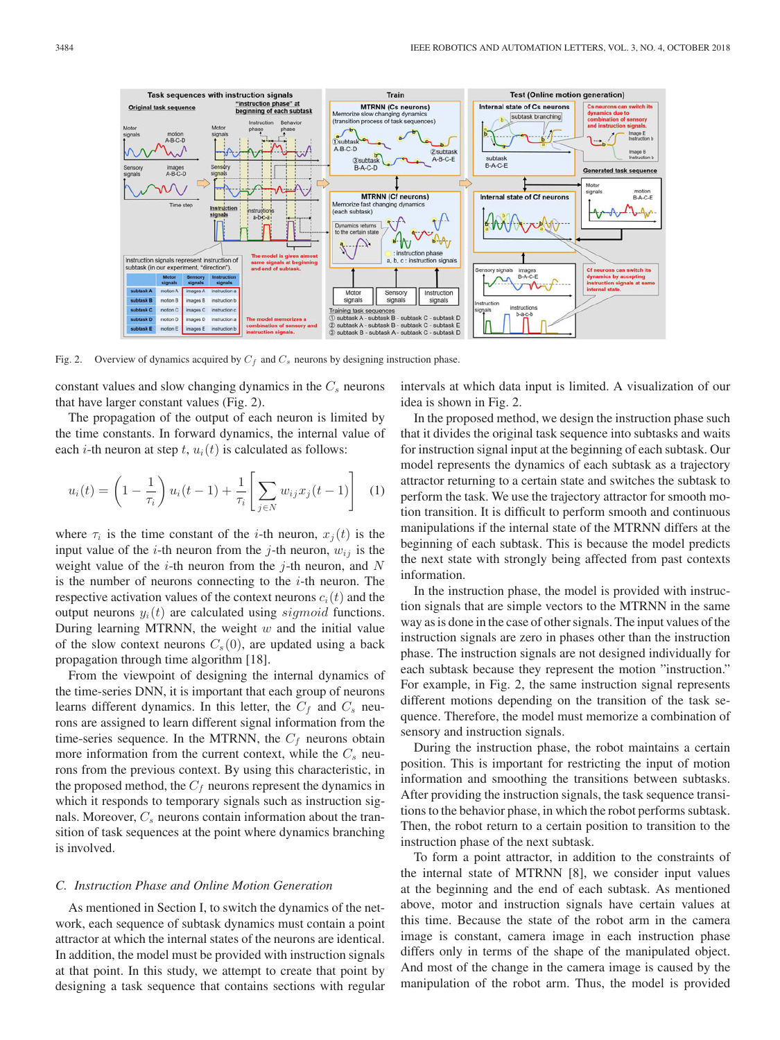Fig. 2. Overview of dynamics acquired by $C_f$ and $C_s$ neurons by designing instruction phase.

constant values and slow changing dynamics in the $C_s$ neurons that have larger constant values (Fig. 2).

The propagation of the output of each neuron is limited by the time constants. In forward dynamics, the internal value of each $i$-th neuron at step $t$, $u_i(t)$ is calculated as follows:

$$u_i(t) = \left(1 - \frac{1}{\tau_i}\right) u_i(t-1) + \frac{1}{\tau_i}\left[\sum_{j \in N} w_{ij} x_j(t-1)\right] \quad (1)$$

where $\tau_i$ is the time constant of the $i$-th neuron, $x_j(t)$ is the input value of the $i$-th neuron from the $j$-th neuron, $w_{ij}$ is the weight value of the $i$-th neuron from the $j$-th neuron, and $N$ is the number of neurons connecting to the $i$-th neuron. The respective activation values of the context neurons $c_i(t)$ and the output neurons $y_i(t)$ are calculated using *sigmoid* functions. During learning MTRNN, the weight $w$ and the initial value of the slow context neurons $C_s(0)$, are updated using a back propagation through time algorithm [18].

From the viewpoint of designing the internal dynamics of the time-series DNN, it is important that each group of neurons learns different dynamics. In this letter, the $C_f$ and $C_s$ neurons are assigned to learn different signal information from the time-series sequence. In the MTRNN, the $C_f$ neurons obtain more information from the current context, while the $C_s$ neurons from the previous context. By using this characteristic, in the proposed method, the $C_f$ neurons represent the dynamics in which it responds to temporary signals such as instruction signals. Moreover, $C_s$ neurons contain information about the transition of task sequences at the point where dynamics branching is involved.

### *C. Instruction Phase and Online Motion Generation*

As mentioned in Section I, to switch the dynamics of the network, each sequence of subtask dynamics must contain a point attractor at which the internal states of the neurons are identical. In addition, the model must be provided with instruction signals at that point. In this study, we attempt to create that point by designing a task sequence that contains sections with regular intervals at which data input is limited. A visualization of our idea is shown in Fig. 2.

In the proposed method, we design the instruction phase such that it divides the original task sequence into subtasks and waits for instruction signal input at the beginning of each subtask. Our model represents the dynamics of each subtask as a trajectory attractor returning to a certain state and switches the subtask to perform the task. We use the trajectory attractor for smooth motion transition. It is difficult to perform smooth and continuous manipulations if the internal state of the MTRNN differs at the beginning of each subtask. This is because the model predicts the next state with strongly being affected from past contexts information.

In the instruction phase, the model is provided with instruction signals that are simple vectors to the MTRNN in the same way as is done in the case of other signals. The input values of the instruction signals are zero in phases other than the instruction phase. The instruction signals are not designed individually for each subtask because they represent the motion "instruction." For example, in Fig. 2, the same instruction signal represents different motions depending on the transition of the task sequence. Therefore, the model must memorize a combination of sensory and instruction signals.

During the instruction phase, the robot maintains a certain position. This is important for restricting the input of motion information and smoothing the transitions between subtasks. After providing the instruction signals, the task sequence transitions to the behavior phase, in which the robot performs subtask. Then, the robot return to a certain position to transition to the instruction phase of the next subtask.

To form a point attractor, in addition to the constraints of the internal state of MTRNN [8], we consider input values at the beginning and the end of each subtask. As mentioned above, motor and instruction signals have certain values at this time. Because the state of the robot arm in the camera image is constant, camera image in each instruction phase differs only in terms of the shape of the manipulated object. And most of the change in the camera image is caused by the manipulation of the robot arm. Thus, the model is provided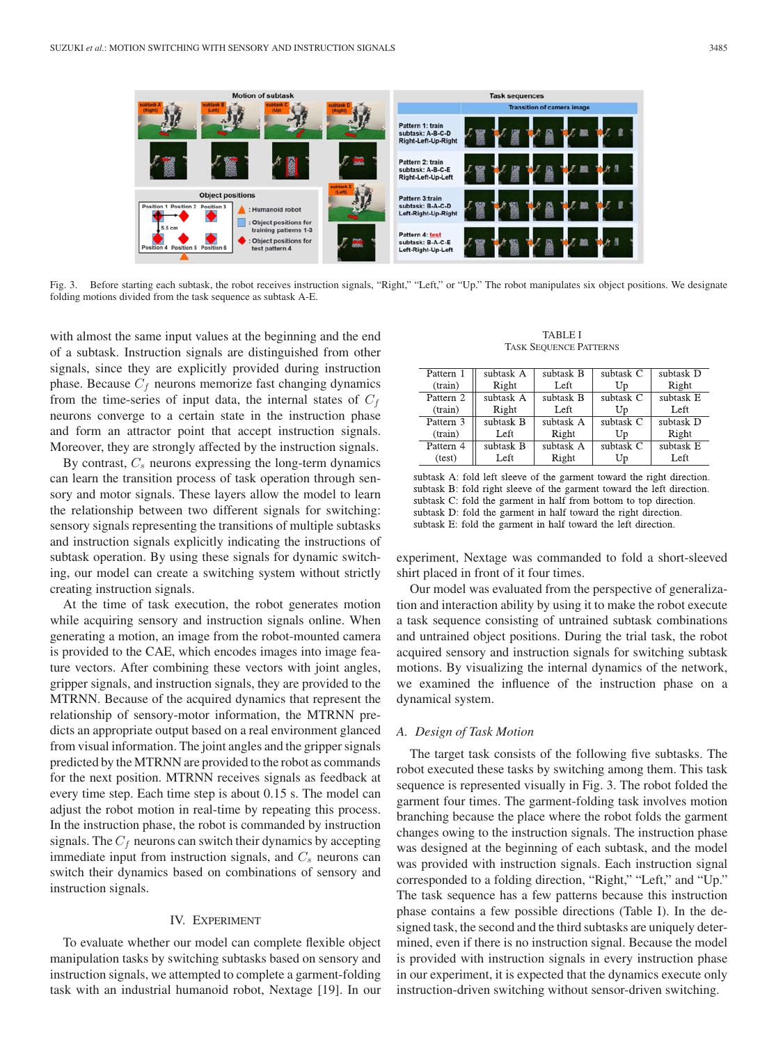Fig. 3. Before starting each subtask, the robot receives instruction signals, “Right,” “Left,” or “Up.” The robot manipulates six object positions. We designate folding motions divided from the task sequence as subtask A-E.

with almost the same input values at the beginning and the end of a subtask. Instruction signals are distinguished from other signals, since they are explicitly provided during instruction phase. Because $C_f$ neurons memorize fast changing dynamics from the time-series of input data, the internal states of $C_f$ neurons converge to a certain state in the instruction phase and form an attractor point that accept instruction signals. Moreover, they are strongly affected by the instruction signals.

By contrast, $C_s$ neurons expressing the long-term dynamics can learn the transition process of task operation through sensory and motor signals. These layers allow the model to learn the relationship between two different signals for switching: sensory signals representing the transitions of multiple subtasks and instruction signals explicitly indicating the instructions of subtask operation. By using these signals for dynamic switching, our model can create a switching system without strictly creating instruction signals.

At the time of task execution, the robot generates motion while acquiring sensory and instruction signals online. When generating a motion, an image from the robot-mounted camera is provided to the CAE, which encodes images into image feature vectors. After combining these vectors with joint angles, gripper signals, and instruction signals, they are provided to the MTRNN. Because of the acquired dynamics that represent the relationship of sensory-motor information, the MTRNN predicts an appropriate output based on a real environment glanced from the visual information. The joint angles and the gripper signals predicted by the MTRNN are provided to the robot as commands for the next position. MTRNN receives signals as feedback at every time step. Each time step is about 0.15 s. The model can adjust the robot motion in real-time by repeating this process. In the instruction phase, the robot is commanded by instruction signals. The $C_f$ neurons can switch their dynamics by accepting immediate input from instruction signals, and $C_s$ neurons can switch their dynamics based on combinations of sensory and instruction signals.

## IV. Experiment

To evaluate whether our model can complete flexible object manipulation tasks by switching subtasks based on sensory and instruction signals, we attempted to complete a garment-folding task with an industrial humanoid robot, Nextage [19]. In our experiment, Nextage was commanded to fold a short-sleeved shirt placed in front of it four times.

Our model was evaluated from the perspective of generalization and interaction ability by using it to make the robot execute a task sequence consisting of untrained subtask combinations and untrained object positions. During the trial task, the robot acquired sensory and instruction signals for switching subtask motions. By visualizing the internal dynamics of the network, we examined the influence of the instruction phase on a dynamical system.

TABLE I
Task Sequence Patterns

| | | | | |
|---|---|---|---|---|
| Pattern 1 (train) | subtask A Right | subtask B Left | subtask C Up | subtask D Right |
| Pattern 2 (train) | subtask A Right | subtask B Left | subtask C Up | subtask E Left |
| Pattern 3 (train) | subtask B Left | subtask A Right | subtask C Up | subtask D Right |
| Pattern 4 (test) | subtask B Left | subtask A Right | subtask C Up | subtask E Left |

subtask A: fold left sleeve of the garment toward the right direction.
subtask B: fold right sleeve of the garment toward the left direction.
subtask C: fold the garment in half from bottom to top direction.
subtask D: fold the garment in half toward the right direction.
subtask E: fold the garment in half toward the left direction.

### A. Design of Task Motion

The target task consists of the following five subtasks. The robot executed these tasks by switching among them. This task sequence is represented visually in Fig. 3. The robot folded the garment four times. The garment-folding task involves motion branching because the place where the robot folds the garment changes owing to the instruction signals. The instruction phase was designed at the beginning of each subtask, and the model was provided with instruction signals. Each instruction signal corresponded to a folding direction, “Right,” “Left,” and “Up.” The task sequence has a few patterns because this instruction phase contains a few possible directions (Table I). In the designed task, the second and the third subtasks are uniquely determined, even if there is no instruction signal. Because the model is provided with instruction signals in every instruction phase in our experiment, it is expected that the dynamics execute only instruction-driven switching without sensor-driven switching.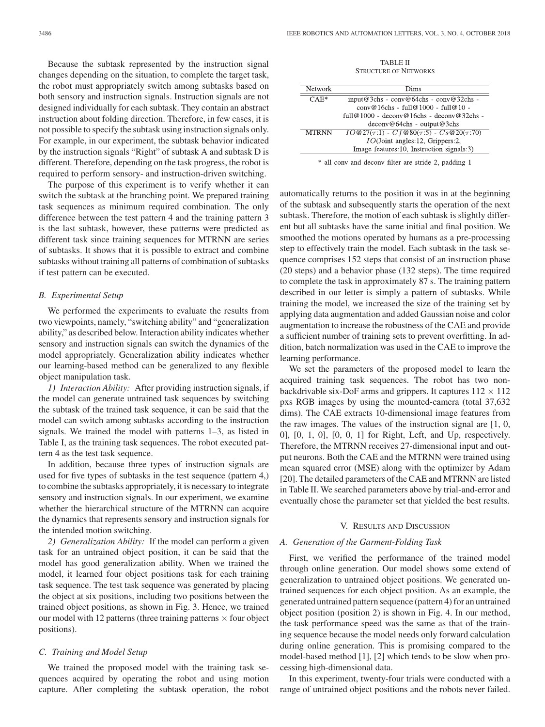Because the subtask represented by the instruction signal changes depending on the situation, to complete the target task, the robot must appropriately switch among subtasks based on both sensory and instruction signals. Instruction signals are not designed individually for each subtask. They contain an abstract instruction about folding direction. Therefore, in few cases, it is not possible to specify the subtask using instruction signals only. For example, in our experiment, the subtask behavior indicated by the instruction signals "Right" of subtask A and subtask D is different. Therefore, depending on the task progress, the robot is required to perform sensory- and instruction-driven switching.

The purpose of this experiment is to verify whether it can switch the subtask at the branching point. We prepared training task sequences as minimum required combination. The only difference between the test pattern 4 and the training pattern 3 is the last subtask, however, these patterns were predicted as different task since training sequences for MTRNN are series of subtasks. It shows that it is possible to extract and combine subtasks without training all patterns of combination of subtasks if test pattern can be executed.

### B. Experimental Setup

We performed the experiments to evaluate the results from two viewpoints, namely, "switching ability" and "generalization ability," as described below. Interaction ability indicates whether sensory and instruction signals can switch the dynamics of the model appropriately. Generalization ability indicates whether our learning-based method can be generalized to any flexible object manipulation task.

*1) Interaction Ability:* After providing instruction signals, if the model can generate untrained task sequences by switching the subtask of the trained task sequence, it can be said that the model can switch among subtasks according to the instruction signals. We trained the model with patterns 1–3, as listed in Table I, as the training task sequences. The robot executed pattern 4 as the test task sequence.

In addition, because three types of instruction signals are used for five types of subtasks in the test sequence (pattern 4,) to combine the subtasks appropriately, it is necessary to integrate sensory and instruction signals. In our experiment, we examine whether the hierarchical structure of the MTRNN can acquire the dynamics that represents sensory and instruction signals for the intended motion switching.

*2) Generalization Ability:* If the model can perform a given task for an untrained object position, it can be said that the model has good generalization ability. When we trained the model, it learned four object positions task for each training task sequence. The test task sequence was generated by placing the object at six positions, including two positions between the trained object positions, as shown in Fig. 3. Hence, we trained our model with 12 patterns (three training patterns × four object positions).

### C. Training and Model Setup

We trained the proposed model with the training task sequences acquired by operating the robot and using motion capture. After completing the subtask operation, the robot automatically returns to the position it was in at the beginning of the subtask and subsequently starts the operation of the next subtask. Therefore, the motion of each subtask is slightly different but all subtasks have the same initial and final position. We smoothed the motions operated by humans as a pre-processing step to effectively train the model. Each subtask in the task sequence comprises 152 steps that consist of an instruction phase (20 steps) and a behavior phase (132 steps). The time required to complete the task in approximately 87 s. The training pattern described in our letter is simply a pattern of subtasks. While training the model, we increased the size of the training set by applying data augmentation and added Gaussian noise and color augmentation to increase the robustness of the CAE and provide a sufficient number of training sets to prevent overfitting. In addition, batch normalization was used in the CAE to improve the learning performance.

We set the parameters of the proposed model to learn the acquired training task sequences. The robot has two non-backdrivable six-DoF arms and grippers. It captures $112 \times 112$ pxs RGB images by using the mounted-camera (total 37,632 dims). The CAE extracts 10-dimensional image features from the raw images. The values of the instruction signal are [1, 0, 0], [0, 1, 0], [0, 0, 1] for Right, Left, and Up, respectively. Therefore, the MTRNN receives 27-dimensional input and output neurons. Both the CAE and the MTRNN were trained using mean squared error (MSE) along with the optimizer by Adam [20]. The detailed parameters of the CAE and MTRNN are listed in Table II. We searched parameters above by trial-and-error and eventually chose the parameter set that yielded the best results.

TABLE II
STRUCTURE OF NETWORKS

| Network | Dims |
|---|---|
| CAE* | input@3chs - conv@64chs - conv@32chs - conv@16chs - full@1000 - full@10 - full@1000 - deconv@16chs - deconv@32chs - deconv@64chs - output@3chs |
| MTRNN | $IO$@27($\tau$:1) - $Cf$@80($\tau$:5) - $Cs$@20($\tau$:70) $IO$(Joint angles:12, Grippers:2, Image features:10, Instruction signals:3) |

\* all conv and deconv filter are stride 2, padding 1

## V. RESULTS AND DISCUSSION

### A. Generation of the Garment-Folding Task

First, we verified the performance of the trained model through online generation. Our model shows some extend of generalization to untrained object positions. We generated untrained sequences for each object position. As an example, the generated untrained pattern sequence (pattern 4) for an untrained object position (position 2) is shown in Fig. 4. In our method, the task performance speed was the same as that of the training sequence because the model needs only forward calculation during online generation. This is promising compared to the model-based method [1], [2] which tends to be slow when processing high-dimensional data.

In this experiment, twenty-four trials were conducted with a range of untrained object positions and the robots never failed.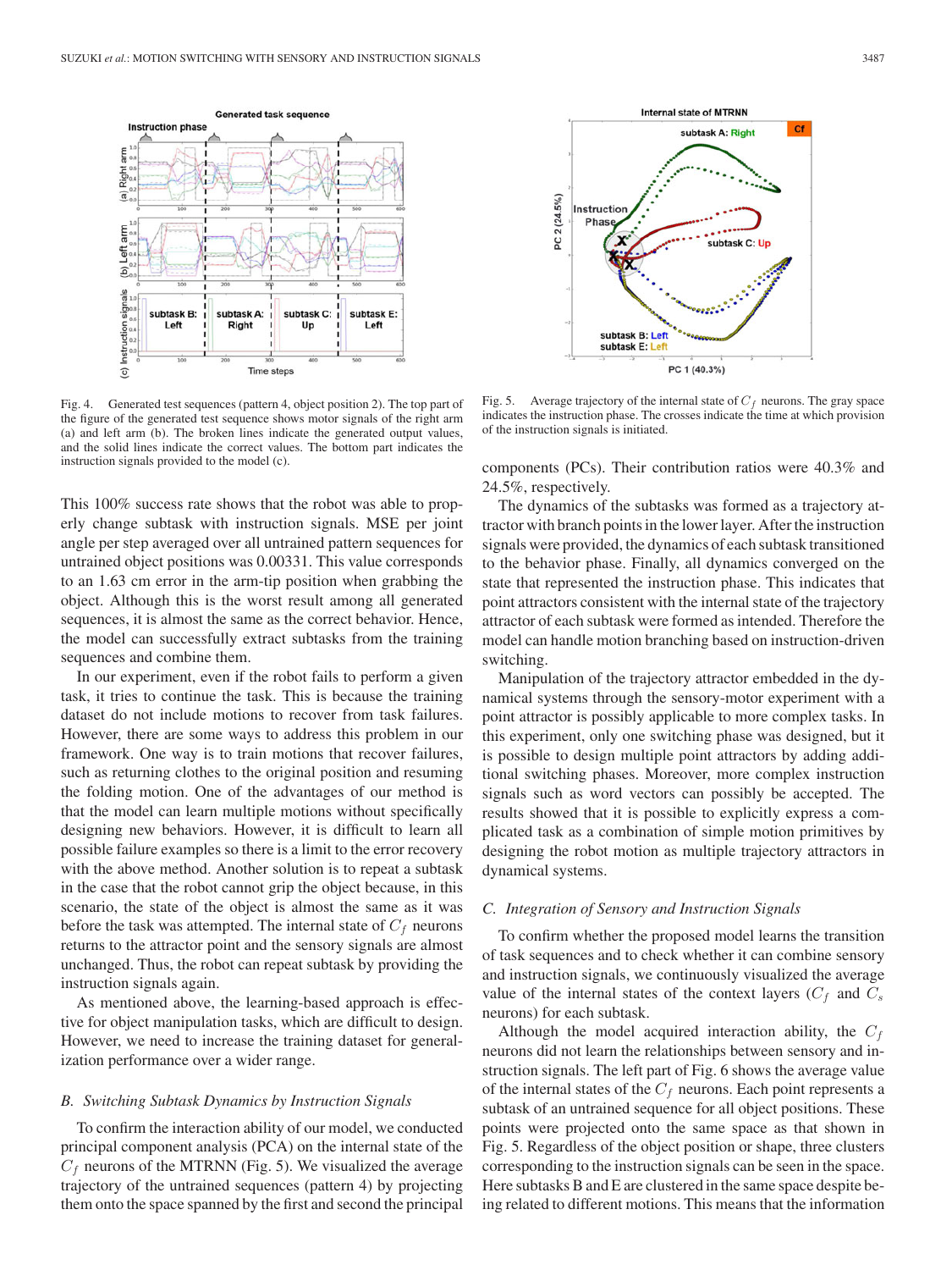Generated task sequence

Instruction phase

(a) Right arm

(b) Left arm

(c) Instruction signals

subtask B: Left

subtask A: Right

subtask C: Up

subtask E: Left

Time steps

Fig. 4. Generated test sequences (pattern 4, object position 2). The top part of the figure of the generated test sequence shows motor signals of the right arm (a) and left arm (b). The broken lines indicate the generated output values, and the solid lines indicate the correct values. The bottom part indicates the instruction signals provided to the model (c).

Internal state of MTRNN

Cf

subtask A: Right

Instruction Phase

subtask C: Up

subtask B: Left

subtask E: Left

PC 2 (24.5%)

PC 1 (40.3%)

Fig. 5. Average trajectory of the internal state of $C_f$ neurons. The gray space indicates the instruction phase. The crosses indicate the time at which provision of the instruction signals is initiated.

This 100% success rate shows that the robot was able to properly change subtask with instruction signals. MSE per joint angle per step averaged over all untrained pattern sequences for untrained object positions was 0.00331. This value corresponds to an 1.63 cm error in the arm-tip position when grabbing the object. Although this is the worst result among all generated sequences, it is almost the same as the correct behavior. Hence, the model can successfully extract subtasks from the training sequences and combine them.

In our experiment, even if the robot fails to perform a given task, it tries to continue the task. This is because the training dataset do not include motions to recover from task failures. However, there are some ways to address this problem in our framework. One way is to train motions that recover failures, such as returning clothes to the original position and resuming the folding motion. One of the advantages of our method is that the model can learn multiple motions without specifically designing new behaviors. However, it is difficult to learn all possible failure examples so there is a limit to the error recovery with the above method. Another solution is to repeat a subtask in the case that the robot cannot grip the object because, in this scenario, the state of the object is almost the same as it was before the task was attempted. The internal state of $C_f$ neurons returns to the attractor point and the sensory signals are almost unchanged. Thus, the robot can repeat subtask by providing the instruction signals again.

As mentioned above, the learning-based approach is effective for object manipulation tasks, which are difficult to design. However, we need to increase the training dataset for generalization performance over a wider range.

### B. Switching Subtask Dynamics by Instruction Signals

To confirm the interaction ability of our model, we conducted principal component analysis (PCA) on the internal state of the $C_f$ neurons of the MTRNN (Fig. 5). We visualized the average trajectory of the untrained sequences (pattern 4) by projecting them onto the space spanned by the first and second the principal components (PCs). Their contribution ratios were 40.3% and 24.5%, respectively.

The dynamics of the subtasks was formed as a trajectory attractor with branch points in the lower layer. After the instruction signals were provided, the dynamics of each subtask transitioned to the behavior phase. Finally, all dynamics converged on the state that represented the instruction phase. This indicates that point attractors consistent with the internal state of the trajectory attractor of each subtask were formed as intended. Therefore the model can handle motion branching based on instruction-driven switching.

Manipulation of the trajectory attractor embedded in the dynamical systems through the sensory-motor experiment with a point attractor is possibly applicable to more complex tasks. In this experiment, only one switching phase was designed, but it is possible to design multiple point attractors by adding additional switching phases. Moreover, more complex instruction signals such as word vectors can possibly be accepted. The results showed that it is possible to explicitly express a complicated task as a combination of simple motion primitives by designing the robot motion as multiple trajectory attractors in dynamical systems.

### C. Integration of Sensory and Instruction Signals

To confirm whether the proposed model learns the transition of task sequences and to check whether it can combine sensory and instruction signals, we continuously visualized the average value of the internal states of the context layers ($C_f$ and $C_s$ neurons) for each subtask.

Although the model acquired interaction ability, the $C_f$ neurons did not learn the relationships between sensory and instruction signals. The left part of Fig. 6 shows the average value of the internal states of the $C_f$ neurons. Each point represents a subtask of an untrained sequence for all object positions. These points were projected onto the same space as that shown in Fig. 5. Regardless of the object position or shape, three clusters corresponding to the instruction signals can be seen in the space. Here subtasks B and E are clustered in the same space despite being related to different motions. This means that the information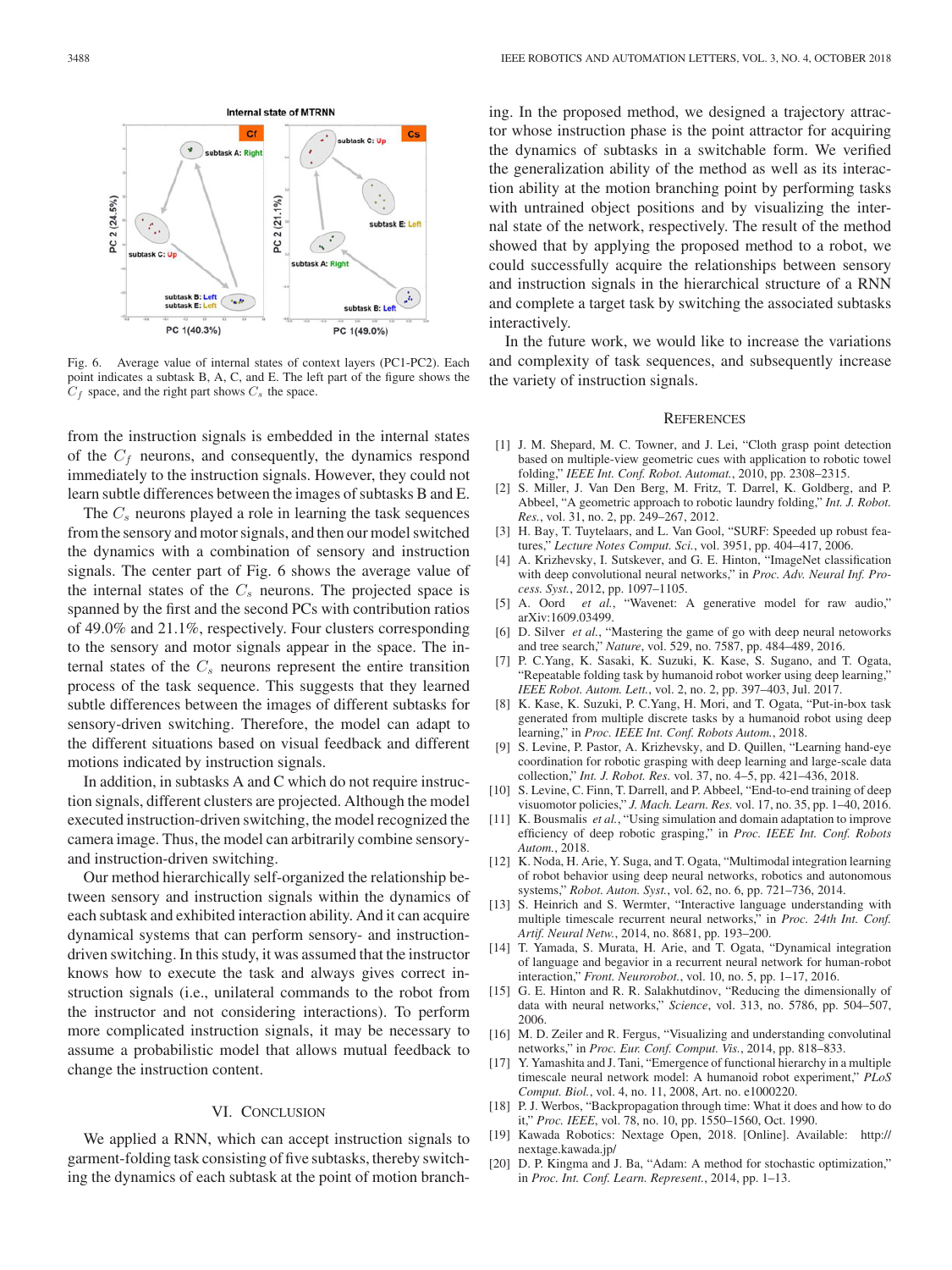Internal state of MTRNN

Cf

subtask A: Right

subtask C: Up

subtask B: Left
subtask E: Left

PC 2 (24.5%)

PC 1(40.3%)

Cs

subtask C: Up

subtask E: Left

subtask A: Right

subtask B: Left

PC 2 (21.1%)

PC 1(49.0%)

Fig. 6. Average value of internal states of context layers (PC1-PC2). Each point indicates a subtask B, A, C, and E. The left part of the figure shows the $C_f$ space, and the right part shows $C_s$ the space.

from the instruction signals is embedded in the internal states of the $C_f$ neurons, and consequently, the dynamics respond immediately to the instruction signals. However, they could not learn subtle differences between the images of subtasks B and E.

The $C_s$ neurons played a role in learning the task sequences from the sensory and motor signals, and then our model switched the dynamics with a combination of sensory and instruction signals. The center part of Fig. 6 shows the average value of the internal states of the $C_s$ neurons. The projected space is spanned by the first and the second PCs with contribution ratios of 49.0% and 21.1%, respectively. Four clusters corresponding to the sensory and motor signals appear in the space. The internal states of the $C_s$ neurons represent the entire transition process of the task sequence. This suggests that they learned subtle differences between the images of different subtasks for sensory-driven switching. Therefore, the model can adapt to the different situations based on visual feedback and different motions indicated by instruction signals.

In addition, in subtasks A and C which do not require instruction signals, different clusters are projected. Although the model executed instruction-driven switching, the model recognized the camera image. Thus, the model can arbitrarily combine sensory- and instruction-driven switching.

Our method hierarchically self-organized the relationship between sensory and instruction signals within the dynamics of each subtask and exhibited interaction ability. And it can acquire dynamical systems that can perform sensory- and instruction-driven switching. In this study, it was assumed that the instructor knows how to execute the task and always gives correct instruction signals (i.e., unilateral commands to the robot from the instructor and not considering interactions). To perform more complicated instruction signals, it may be necessary to assume a probabilistic model that allows mutual feedback to change the instruction content.

## VI. Conclusion

We applied a RNN, which can accept instruction signals to garment-folding task consisting of five subtasks, thereby switching the dynamics of each subtask at the point of motion branching. In the proposed method, we designed a trajectory attractor whose instruction phase is the point attractor for acquiring the dynamics of subtasks in a switchable form. We verified the generalization ability of the method as well as its interaction ability at the motion branching point by performing tasks with untrained object positions and by visualizing the internal state of the network, respectively. The result of the method showed that by applying the proposed method to a robot, we could successfully acquire the relationships between sensory and instruction signals in the hierarchical structure of a RNN and complete a target task by switching the associated subtasks interactively.

In the future work, we would like to increase the variations and complexity of task sequences, and subsequently increase the variety of instruction signals.

## References

[1] J. M. Shepard, M. C. Towner, and J. Lei, "Cloth grasp point detection based on multiple-view geometric cues with application to robotic towel folding," *IEEE Int. Conf. Robot. Automat.*, 2010, pp. 2308–2315.

[2] S. Miller, J. Van Den Berg, M. Fritz, T. Darrel, K. Goldberg, and P. Abbeel, "A geometric approach to robotic laundry folding," *Int. J. Robot. Res.*, vol. 31, no. 2, pp. 249–267, 2012.

[3] H. Bay, T. Tuytelaars, and L. Van Gool, "SURF: Speeded up robust features," *Lecture Notes Comput. Sci.*, vol. 3951, pp. 404–417, 2006.

[4] A. Krizhevsky, I. Sutskever, and G. E. Hinton, "ImageNet classification with deep convolutional neural networks," in *Proc. Adv. Neural Inf. Process. Syst.*, 2012, pp. 1097–1105.

[5] A. Oord *et al.*, "Wavenet: A generative model for raw audio," arXiv:1609.03499.

[6] D. Silver *et al.*, "Mastering the game of go with deep neural netoworks and tree search," *Nature*, vol. 529, no. 7587, pp. 484–489, 2016.

[7] P. C.Yang, K. Sasaki, K. Suzuki, K. Kase, S. Sugano, and T. Ogata, "Repeatable folding task by humanoid robot worker using deep learning," *IEEE Robot. Autom. Lett.*, vol. 2, no. 2, pp. 397–403, Jul. 2017.

[8] K. Kase, K. Suzuki, P. C.Yang, H. Mori, and T. Ogata, "Put-in-box task generated from multiple discrete tasks by a humanoid robot using deep learning," in *Proc. IEEE Int. Conf. Robots Autom.*, 2018.

[9] S. Levine, P. Pastor, A. Krizhevsky, and D. Quillen, "Learning hand-eye coordination for robotic grasping with deep learning and large-scale data collection," *Int. J. Robot. Res.* vol. 37, no. 4–5, pp. 421–436, 2018.

[10] S. Levine, C. Finn, T. Darrell, and P. Abbeel, "End-to-end training of deep visuomotor policies," *J. Mach. Learn. Res.* vol. 17, no. 35, pp. 1–40, 2016.

[11] K. Bousmalis *et al.*, "Using simulation and domain adaptation to improve efficiency of deep robotic grasping," in *Proc. IEEE Int. Conf. Robots Autom.*, 2018.

[12] K. Noda, H. Arie, Y. Suga, and T. Ogata, "Multimodal integration learning of robot behavior using deep neural networks, robotics and autonomous systems," *Robot. Auton. Syst.*, vol. 62, no. 6, pp. 721–736, 2014.

[13] S. Heinrich and S. Wermter, "Interactive language understanding with multiple timescale recurrent neural networks," in *Proc. 24th Int. Conf. Artif. Neural Netw.*, 2014, no. 8681, pp. 193–200.

[14] T. Yamada, S. Murata, H. Arie, and T. Ogata, "Dynamical integration of language and begavior in a recurrent neural network for human-robot interaction," *Front. Neurorobot.*, vol. 10, no. 5, pp. 1–17, 2016.

[15] G. E. Hinton and R. R. Salakhutdinov, "Reducing the dimensionally of data with neural networks," *Science*, vol. 313, no. 5786, pp. 504–507, 2006.

[16] M. D. Zeiler and R. Fergus, "Visualizing and understanding convolutinal networks," in *Proc. Eur. Conf. Comput. Vis.*, 2014, pp. 818–833.

[17] Y. Yamashita and J. Tani, "Emergence of functional hierarchy in a multiple timescale neural network model: A humanoid robot experiment," *PLoS Comput. Biol.*, vol. 4, no. 11, 2008, Art. no. e1000220.

[18] P. J. Werbos, "Backpropagation through time: What it does and how to do it," *Proc. IEEE*, vol. 78, no. 10, pp. 1550–1560, Oct. 1990.

[19] Kawada Robotics: Nextage Open, 2018. [Online]. Available: http://nextage.kawada.jp/

[20] D. P. Kingma and J. Ba, "Adam: A method for stochastic optimization," in *Proc. Int. Conf. Learn. Represent.*, 2014, pp. 1–13.